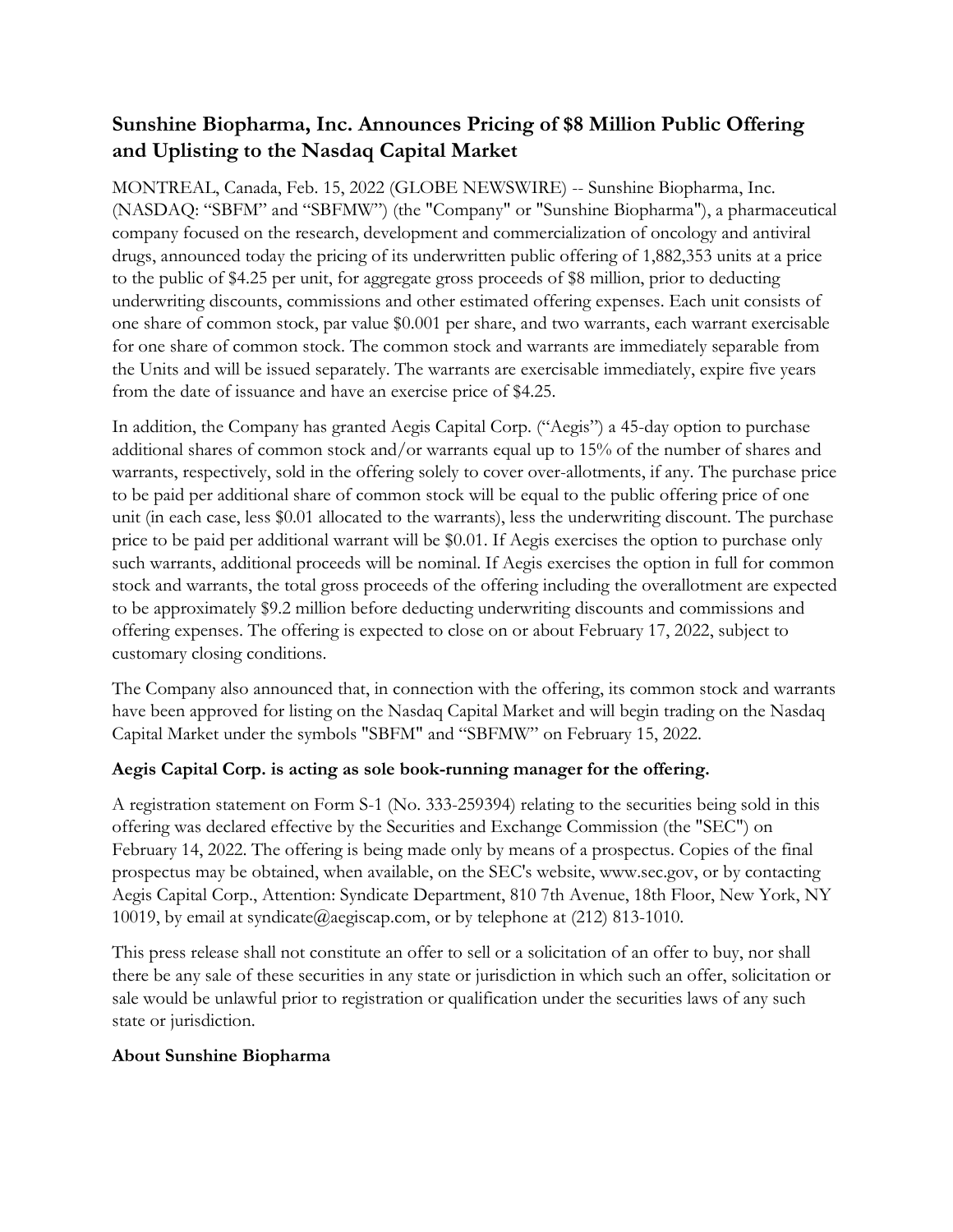# Sunshine Biopharma, Inc. Announces Pricing of $8 Million Public Offering and Uplisting to the Nasdaq Capital Market

MONTREAL, Canada, Feb. 15, 2022 (GLOBE NEWSWIRE) -- Sunshine Biopharma, Inc. (NASDAQ: "SBFM" and "SBFMW") (the "Company" or "Sunshine Biopharma"), a pharmaceutical company focused on the research, development and commercialization of oncology and antiviral drugs, announced today the pricing of its underwritten public offering of 1,882,353 units at a price to the public of $4.25 per unit, for aggregate gross proceeds of $8 million, prior to deducting underwriting discounts, commissions and other estimated offering expenses. Each unit consists of one share of common stock, par value $0.001 per share, and two warrants, each warrant exercisable for one share of common stock. The common stock and warrants are immediately separable from the Units and will be issued separately. The warrants are exercisable immediately, expire five years from the date of issuance and have an exercise price of $4.25.

In addition, the Company has granted Aegis Capital Corp. ("Aegis") a 45-day option to purchase additional shares of common stock and/or warrants equal up to 15% of the number of shares and warrants, respectively, sold in the offering solely to cover over-allotments, if any. The purchase price to be paid per additional share of common stock will be equal to the public offering price of one unit (in each case, less $0.01 allocated to the warrants), less the underwriting discount. The purchase price to be paid per additional warrant will be $0.01. If Aegis exercises the option to purchase only such warrants, additional proceeds will be nominal. If Aegis exercises the option in full for common stock and warrants, the total gross proceeds of the offering including the overallotment are expected to be approximately $9.2 million before deducting underwriting discounts and commissions and offering expenses. The offering is expected to close on or about February 17, 2022, subject to customary closing conditions.

The Company also announced that, in connection with the offering, its common stock and warrants have been approved for listing on the Nasdaq Capital Market and will begin trading on the Nasdaq Capital Market under the symbols "SBFM" and "SBFMW" on February 15, 2022.

**Aegis Capital Corp. is acting as sole book-running manager for the offering.**

A registration statement on Form S-1 (No. 333-259394) relating to the securities being sold in this offering was declared effective by the Securities and Exchange Commission (the "SEC") on February 14, 2022. The offering is being made only by means of a prospectus. Copies of the final prospectus may be obtained, when available, on the SEC's website, www.sec.gov, or by contacting Aegis Capital Corp., Attention: Syndicate Department, 810 7th Avenue, 18th Floor, New York, NY 10019, by email at syndicate@aegiscap.com, or by telephone at (212) 813-1010.

This press release shall not constitute an offer to sell or a solicitation of an offer to buy, nor shall there be any sale of these securities in any state or jurisdiction in which such an offer, solicitation or sale would be unlawful prior to registration or qualification under the securities laws of any such state or jurisdiction.

**About Sunshine Biopharma**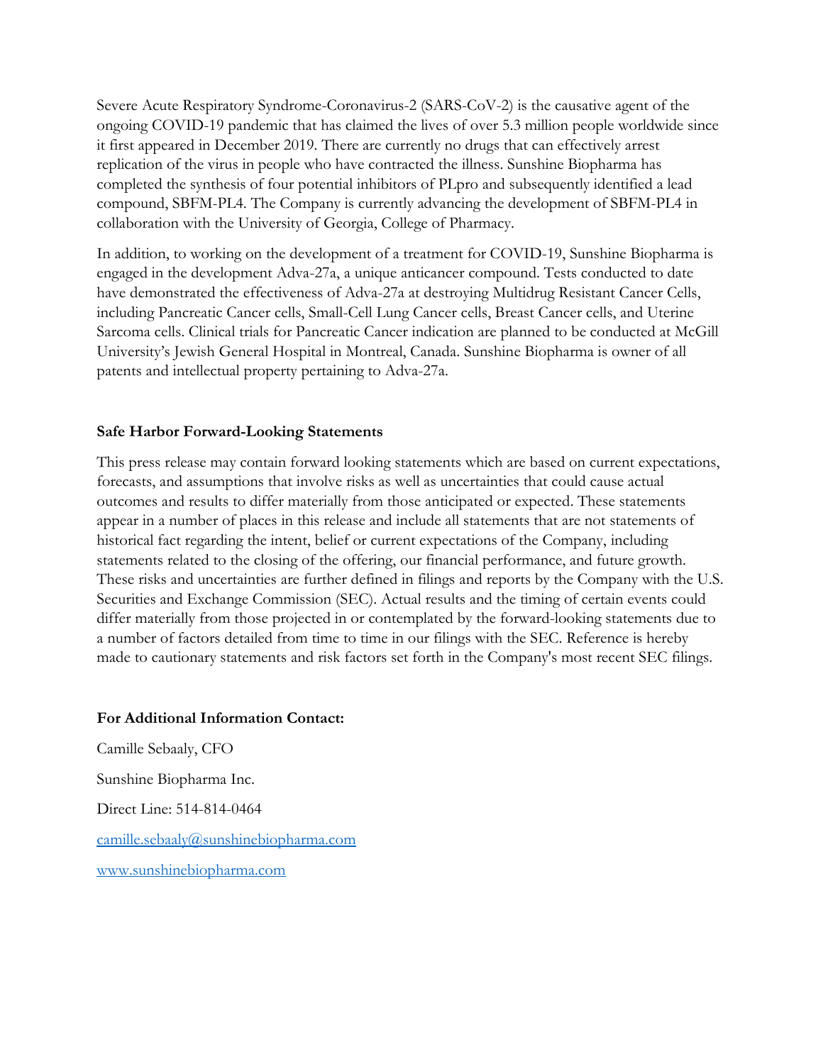Severe Acute Respiratory Syndrome-Coronavirus-2 (SARS-CoV-2) is the causative agent of the ongoing COVID-19 pandemic that has claimed the lives of over 5.3 million people worldwide since it first appeared in December 2019. There are currently no drugs that can effectively arrest replication of the virus in people who have contracted the illness. Sunshine Biopharma has completed the synthesis of four potential inhibitors of PLpro and subsequently identified a lead compound, SBFM-PL4. The Company is currently advancing the development of SBFM-PL4 in collaboration with the University of Georgia, College of Pharmacy.

In addition, to working on the development of a treatment for COVID-19, Sunshine Biopharma is engaged in the development Adva-27a, a unique anticancer compound. Tests conducted to date have demonstrated the effectiveness of Adva-27a at destroying Multidrug Resistant Cancer Cells, including Pancreatic Cancer cells, Small-Cell Lung Cancer cells, Breast Cancer cells, and Uterine Sarcoma cells. Clinical trials for Pancreatic Cancer indication are planned to be conducted at McGill University's Jewish General Hospital in Montreal, Canada. Sunshine Biopharma is owner of all patents and intellectual property pertaining to Adva-27a.

**Safe Harbor Forward-Looking Statements**

This press release may contain forward looking statements which are based on current expectations, forecasts, and assumptions that involve risks as well as uncertainties that could cause actual outcomes and results to differ materially from those anticipated or expected. These statements appear in a number of places in this release and include all statements that are not statements of historical fact regarding the intent, belief or current expectations of the Company, including statements related to the closing of the offering, our financial performance, and future growth. These risks and uncertainties are further defined in filings and reports by the Company with the U.S. Securities and Exchange Commission (SEC). Actual results and the timing of certain events could differ materially from those projected in or contemplated by the forward-looking statements due to a number of factors detailed from time to time in our filings with the SEC. Reference is hereby made to cautionary statements and risk factors set forth in the Company's most recent SEC filings.

**For Additional Information Contact:**

Camille Sebaaly, CFO

Sunshine Biopharma Inc.

Direct Line: 514-814-0464

camille.sebaaly@sunshinebiopharma.com

www.sunshinebiopharma.com